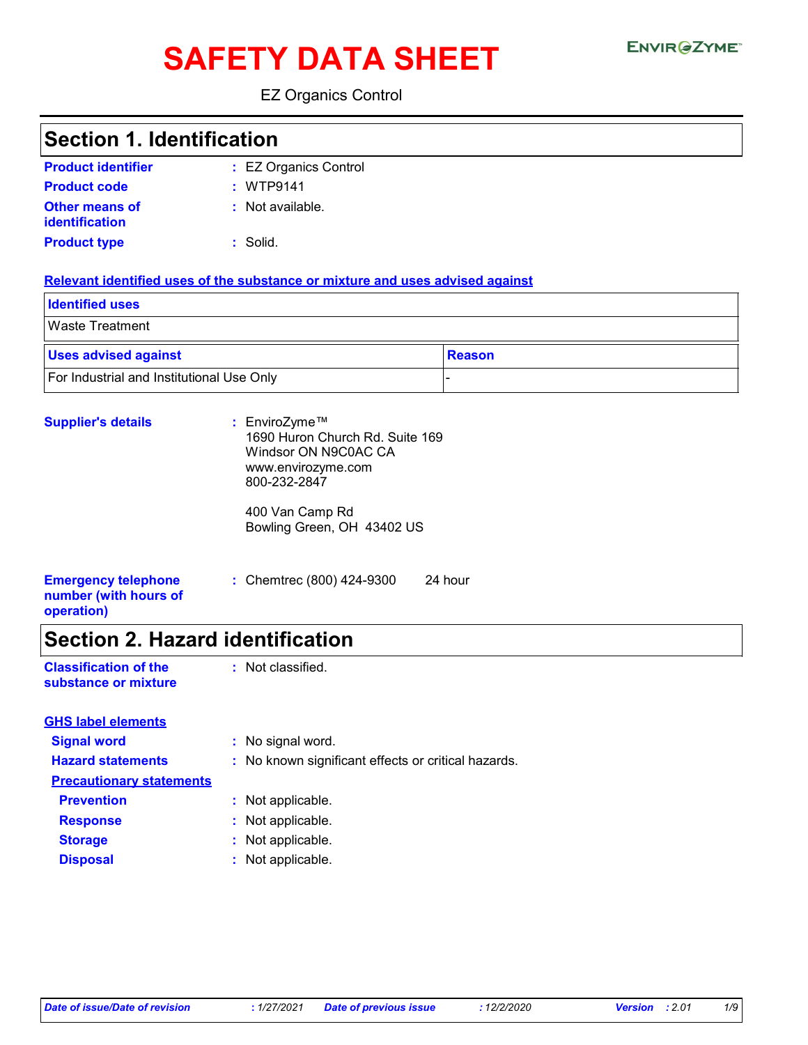# SAFETY DATA SHEET

EnviroZyme™

EZ Organics Control

## Section 1. Identification

**Product identifier** : EZ Organics Control

**Product code** : WTP9141

**Other means of identification** : Not available.

**Product type** : Solid.

### Relevant identified uses of the substance or mixture and uses advised against

| Identified uses |
|---|
| Waste Treatment |

| Uses advised against | Reason |
|---|---|
| For Industrial and Institutional Use Only | - |

**Supplier's details** : EnviroZyme™
1690 Huron Church Rd. Suite 169
Windsor ON N9C0AC CA
www.envirozyme.com
800-232-2847

400 Van Camp Rd
Bowling Green, OH 43402 US

**Emergency telephone number (with hours of operation)** : Chemtrec (800) 424-9300 24 hour

## Section 2. Hazard identification

**Classification of the substance or mixture** : Not classified.

### GHS label elements

**Signal word** : No signal word.

**Hazard statements** : No known significant effects or critical hazards.

**Precautionary statements**

**Prevention** : Not applicable.

**Response** : Not applicable.

**Storage** : Not applicable.

**Disposal** : Not applicable.

*Date of issue/Date of revision* : 1/27/2021 *Date of previous issue* : 12/2/2020 *Version* : 2.01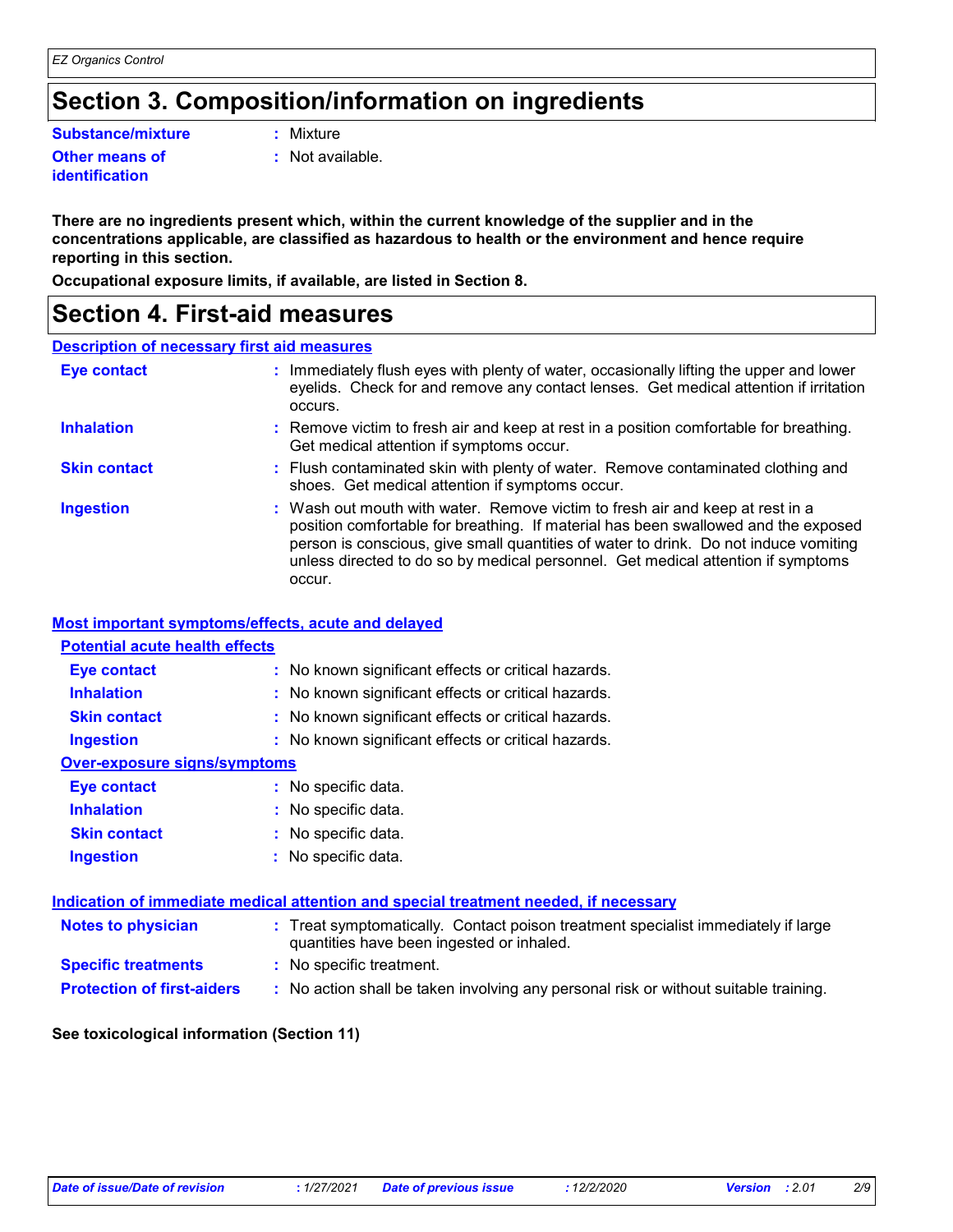## Section 3. Composition/information on ingredients

**Substance/mixture** : Mixture

**Other means of identification** : Not available.

**There are no ingredients present which, within the current knowledge of the supplier and in the concentrations applicable, are classified as hazardous to health or the environment and hence require reporting in this section.**

**Occupational exposure limits, if available, are listed in Section 8.**

## Section 4. First-aid measures

### Description of necessary first aid measures

**Eye contact** : Immediately flush eyes with plenty of water, occasionally lifting the upper and lower eyelids. Check for and remove any contact lenses. Get medical attention if irritation occurs.

**Inhalation** : Remove victim to fresh air and keep at rest in a position comfortable for breathing. Get medical attention if symptoms occur.

**Skin contact** : Flush contaminated skin with plenty of water. Remove contaminated clothing and shoes. Get medical attention if symptoms occur.

**Ingestion** : Wash out mouth with water. Remove victim to fresh air and keep at rest in a position comfortable for breathing. If material has been swallowed and the exposed person is conscious, give small quantities of water to drink. Do not induce vomiting unless directed to do so by medical personnel. Get medical attention if symptoms occur.

### Most important symptoms/effects, acute and delayed

#### Potential acute health effects

**Eye contact** : No known significant effects or critical hazards.

**Inhalation** : No known significant effects or critical hazards.

**Skin contact** : No known significant effects or critical hazards.

**Ingestion** : No known significant effects or critical hazards.

#### Over-exposure signs/symptoms

**Eye contact** : No specific data.

**Inhalation** : No specific data.

**Skin contact** : No specific data.

**Ingestion** : No specific data.

### Indication of immediate medical attention and special treatment needed, if necessary

**Notes to physician** : Treat symptomatically. Contact poison treatment specialist immediately if large quantities have been ingested or inhaled.

**Specific treatments** : No specific treatment.

**Protection of first-aiders** : No action shall be taken involving any personal risk or without suitable training.

**See toxicological information (Section 11)**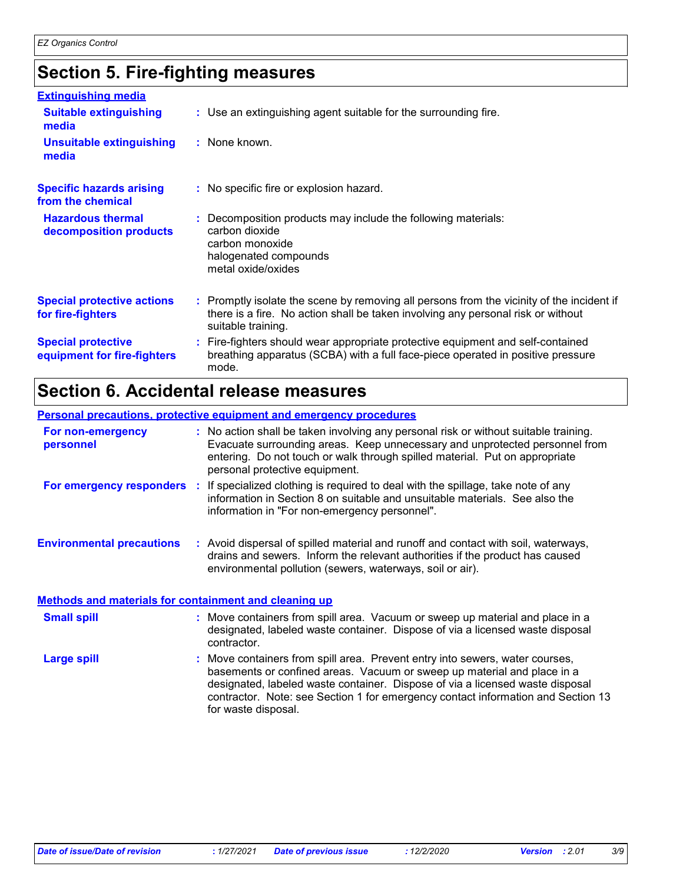# Section 5. Fire-fighting measures

### Extinguishing media

**Suitable extinguishing media** : Use an extinguishing agent suitable for the surrounding fire.

**Unsuitable extinguishing media** : None known.

**Specific hazards arising from the chemical** : No specific fire or explosion hazard.

**Hazardous thermal decomposition products** : Decomposition products may include the following materials:
carbon dioxide
carbon monoxide
halogenated compounds
metal oxide/oxides

**Special protective actions for fire-fighters** : Promptly isolate the scene by removing all persons from the vicinity of the incident if there is a fire. No action shall be taken involving any personal risk or without suitable training.

**Special protective equipment for fire-fighters** : Fire-fighters should wear appropriate protective equipment and self-contained breathing apparatus (SCBA) with a full face-piece operated in positive pressure mode.

# Section 6. Accidental release measures

### Personal precautions, protective equipment and emergency procedures

**For non-emergency personnel** : No action shall be taken involving any personal risk or without suitable training. Evacuate surrounding areas. Keep unnecessary and unprotected personnel from entering. Do not touch or walk through spilled material. Put on appropriate personal protective equipment.

**For emergency responders** : If specialized clothing is required to deal with the spillage, take note of any information in Section 8 on suitable and unsuitable materials. See also the information in "For non-emergency personnel".

**Environmental precautions** : Avoid dispersal of spilled material and runoff and contact with soil, waterways, drains and sewers. Inform the relevant authorities if the product has caused environmental pollution (sewers, waterways, soil or air).

### Methods and materials for containment and cleaning up

**Small spill** : Move containers from spill area. Vacuum or sweep up material and place in a designated, labeled waste container. Dispose of via a licensed waste disposal contractor.

**Large spill** : Move containers from spill area. Prevent entry into sewers, water courses, basements or confined areas. Vacuum or sweep up material and place in a designated, labeled waste container. Dispose of via a licensed waste disposal contractor. Note: see Section 1 for emergency contact information and Section 13 for waste disposal.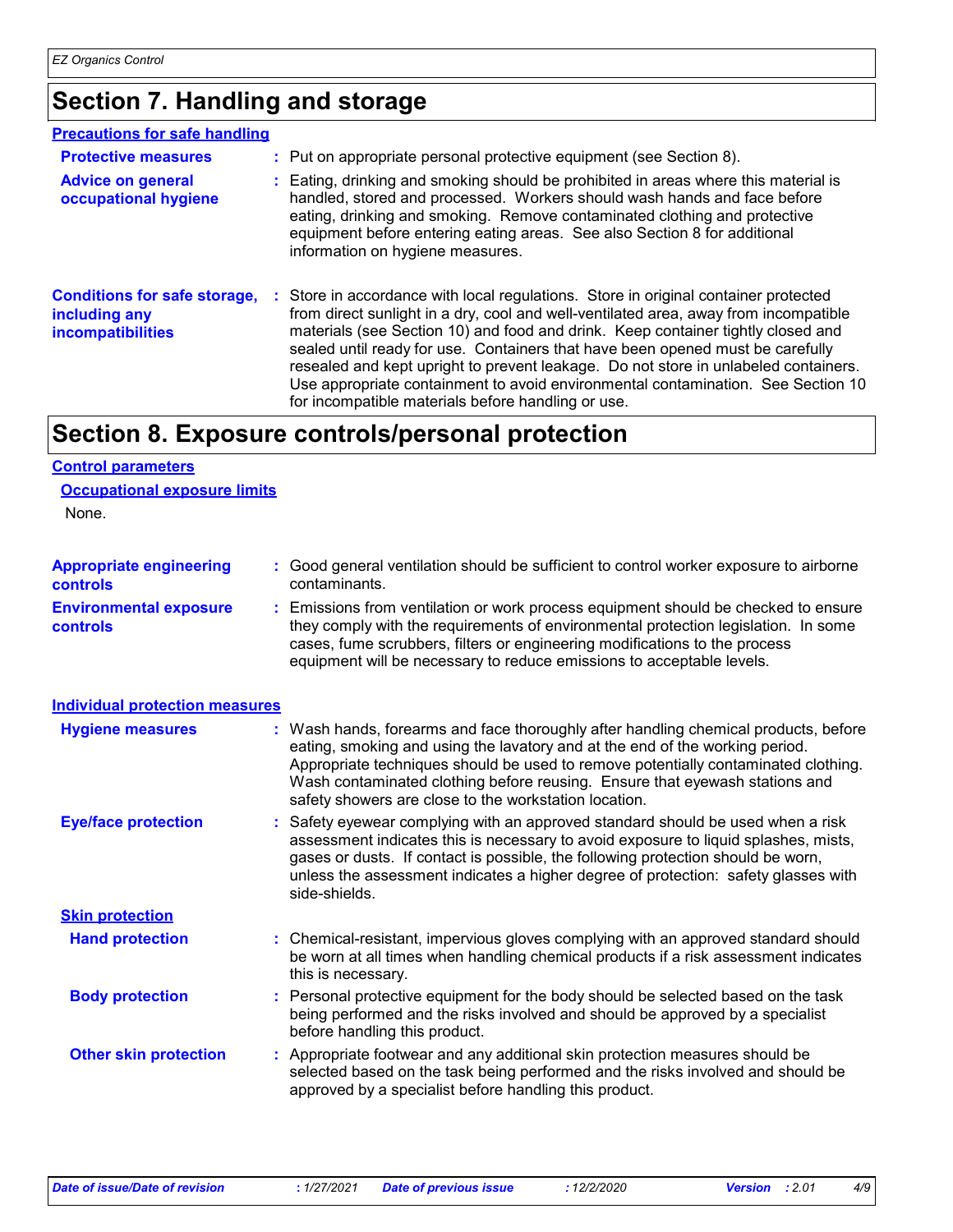# Section 7. Handling and storage

**Precautions for safe handling**

**Protective measures** : Put on appropriate personal protective equipment (see Section 8).

**Advice on general occupational hygiene** : Eating, drinking and smoking should be prohibited in areas where this material is handled, stored and processed. Workers should wash hands and face before eating, drinking and smoking. Remove contaminated clothing and protective equipment before entering eating areas. See also Section 8 for additional information on hygiene measures.

**Conditions for safe storage, including any incompatibilities** : Store in accordance with local regulations. Store in original container protected from direct sunlight in a dry, cool and well-ventilated area, away from incompatible materials (see Section 10) and food and drink. Keep container tightly closed and sealed until ready for use. Containers that have been opened must be carefully resealed and kept upright to prevent leakage. Do not store in unlabeled containers. Use appropriate containment to avoid environmental contamination. See Section 10 for incompatible materials before handling or use.

# Section 8. Exposure controls/personal protection

**Control parameters**

**Occupational exposure limits**

None.

**Appropriate engineering controls** : Good general ventilation should be sufficient to control worker exposure to airborne contaminants.

**Environmental exposure controls** : Emissions from ventilation or work process equipment should be checked to ensure they comply with the requirements of environmental protection legislation. In some cases, fume scrubbers, filters or engineering modifications to the process equipment will be necessary to reduce emissions to acceptable levels.

**Individual protection measures**

**Hygiene measures** : Wash hands, forearms and face thoroughly after handling chemical products, before eating, smoking and using the lavatory and at the end of the working period. Appropriate techniques should be used to remove potentially contaminated clothing. Wash contaminated clothing before reusing. Ensure that eyewash stations and safety showers are close to the workstation location.

**Eye/face protection** : Safety eyewear complying with an approved standard should be used when a risk assessment indicates this is necessary to avoid exposure to liquid splashes, mists, gases or dusts. If contact is possible, the following protection should be worn, unless the assessment indicates a higher degree of protection: safety glasses with side-shields.

**Skin protection**

**Hand protection** : Chemical-resistant, impervious gloves complying with an approved standard should be worn at all times when handling chemical products if a risk assessment indicates this is necessary.

**Body protection** : Personal protective equipment for the body should be selected based on the task being performed and the risks involved and should be approved by a specialist before handling this product.

**Other skin protection** : Appropriate footwear and any additional skin protection measures should be selected based on the task being performed and the risks involved and should be approved by a specialist before handling this product.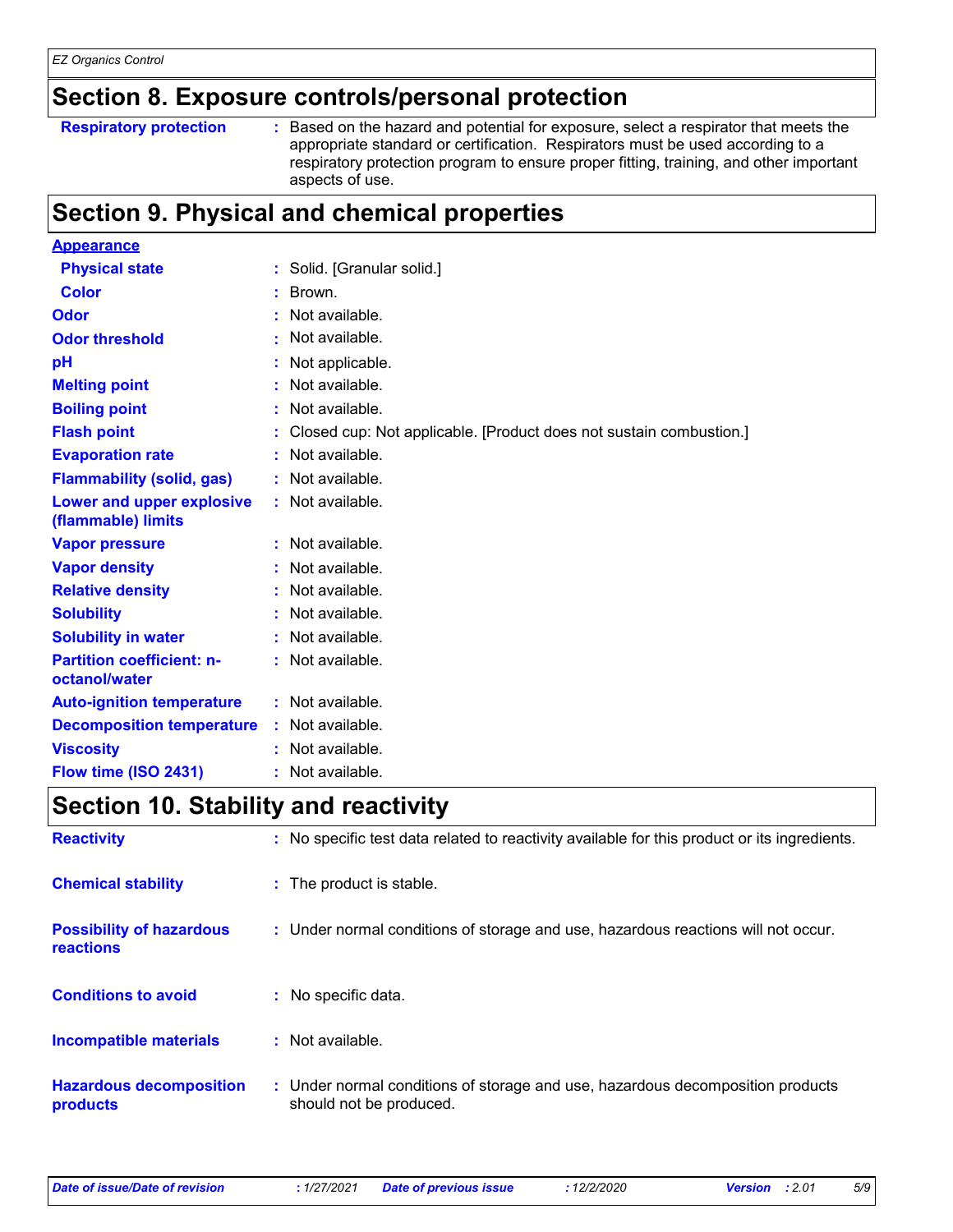## Section 8. Exposure controls/personal protection

| | |
|---|---|
| **Respiratory protection** | : Based on the hazard and potential for exposure, select a respirator that meets the appropriate standard or certification. Respirators must be used according to a respiratory protection program to ensure proper fitting, training, and other important aspects of use. |

## Section 9. Physical and chemical properties

| | |
|---|---|
| **Appearance** | |
| **Physical state** | : Solid. [Granular solid.] |
| **Color** | : Brown. |
| **Odor** | : Not available. |
| **Odor threshold** | : Not available. |
| **pH** | : Not applicable. |
| **Melting point** | : Not available. |
| **Boiling point** | : Not available. |
| **Flash point** | : Closed cup: Not applicable. [Product does not sustain combustion.] |
| **Evaporation rate** | : Not available. |
| **Flammability (solid, gas)** | : Not available. |
| **Lower and upper explosive (flammable) limits** | : Not available. |
| **Vapor pressure** | : Not available. |
| **Vapor density** | : Not available. |
| **Relative density** | : Not available. |
| **Solubility** | : Not available. |
| **Solubility in water** | : Not available. |
| **Partition coefficient: n-octanol/water** | : Not available. |
| **Auto-ignition temperature** | : Not available. |
| **Decomposition temperature** | : Not available. |
| **Viscosity** | : Not available. |
| **Flow time (ISO 2431)** | : Not available. |

## Section 10. Stability and reactivity

| | |
|---|---|
| **Reactivity** | : No specific test data related to reactivity available for this product or its ingredients. |
| **Chemical stability** | : The product is stable. |
| **Possibility of hazardous reactions** | : Under normal conditions of storage and use, hazardous reactions will not occur. |
| **Conditions to avoid** | : No specific data. |
| **Incompatible materials** | : Not available. |
| **Hazardous decomposition products** | : Under normal conditions of storage and use, hazardous decomposition products should not be produced. |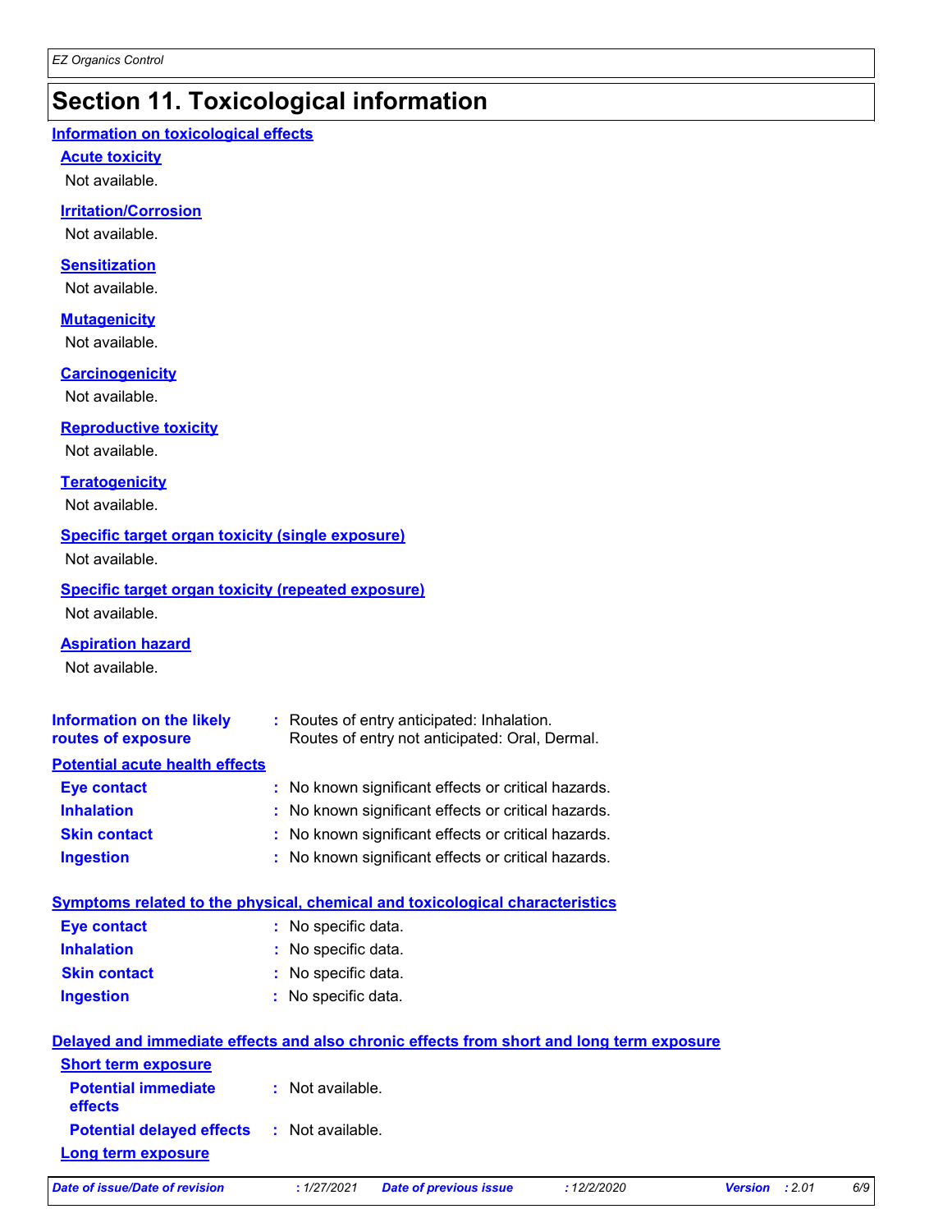# Section 11. Toxicological information

## Information on toxicological effects

### Acute toxicity

Not available.

### Irritation/Corrosion

Not available.

### Sensitization

Not available.

### Mutagenicity

Not available.

### Carcinogenicity

Not available.

### Reproductive toxicity

Not available.

### Teratogenicity

Not available.

### Specific target organ toxicity (single exposure)

Not available.

### Specific target organ toxicity (repeated exposure)

Not available.

### Aspiration hazard

Not available.

**Information on the likely routes of exposure** : Routes of entry anticipated: Inhalation.
Routes of entry not anticipated: Oral, Dermal.

## Potential acute health effects

**Eye contact** : No known significant effects or critical hazards.

**Inhalation** : No known significant effects or critical hazards.

**Skin contact** : No known significant effects or critical hazards.

**Ingestion** : No known significant effects or critical hazards.

## Symptoms related to the physical, chemical and toxicological characteristics

**Eye contact** : No specific data.

**Inhalation** : No specific data.

**Skin contact** : No specific data.

**Ingestion** : No specific data.

## Delayed and immediate effects and also chronic effects from short and long term exposure

### Short term exposure

**Potential immediate effects** : Not available.

**Potential delayed effects** : Not available.

### Long term exposure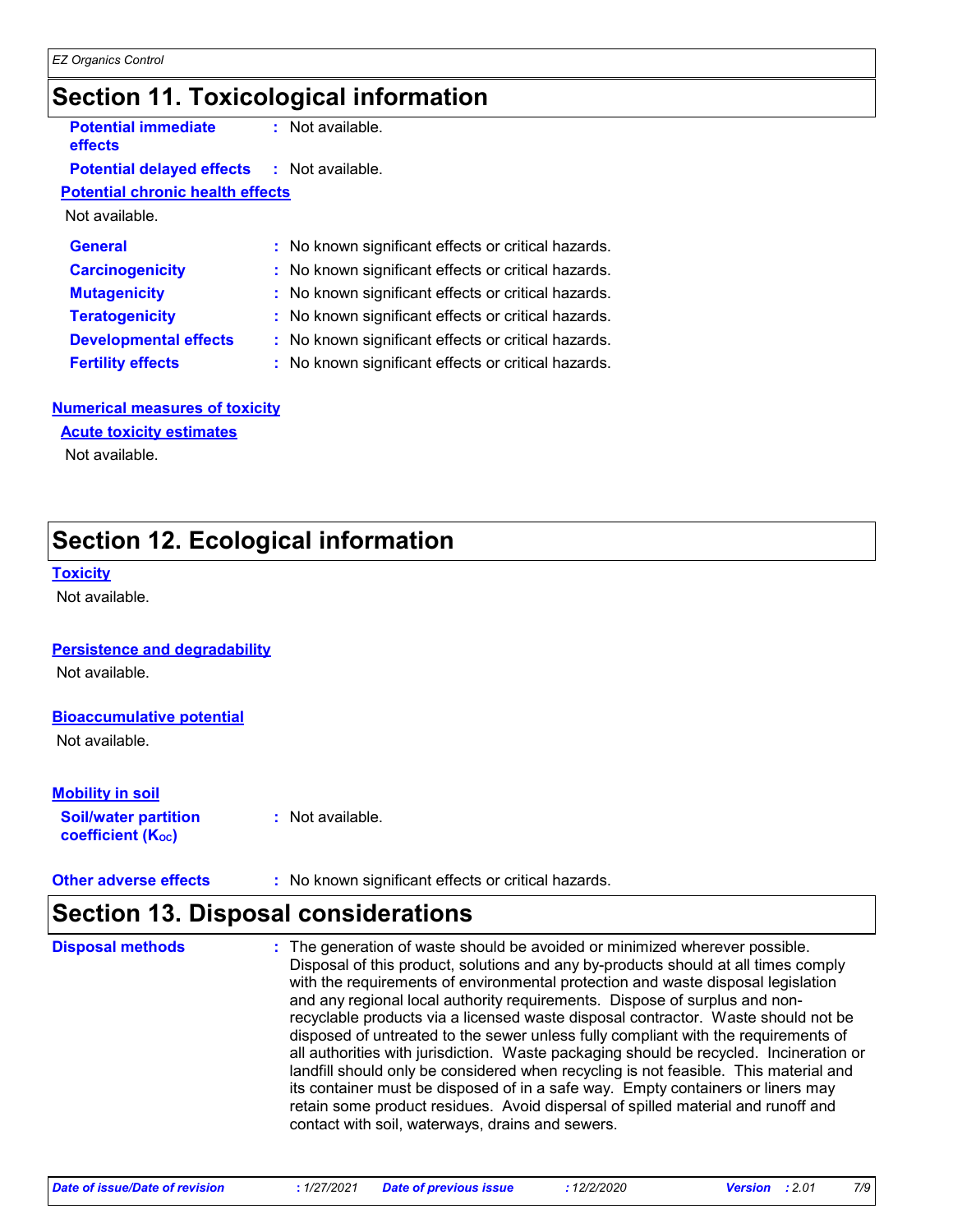## Section 11. Toxicological information

**Potential immediate effects** : Not available.

**Potential delayed effects** : Not available.

**Potential chronic health effects**

Not available.

| | |
|---|---|
| **General** | : No known significant effects or critical hazards. |
| **Carcinogenicity** | : No known significant effects or critical hazards. |
| **Mutagenicity** | : No known significant effects or critical hazards. |
| **Teratogenicity** | : No known significant effects or critical hazards. |
| **Developmental effects** | : No known significant effects or critical hazards. |
| **Fertility effects** | : No known significant effects or critical hazards. |

**Numerical measures of toxicity**

**Acute toxicity estimates**

Not available.

## Section 12. Ecological information

**Toxicity**

Not available.

**Persistence and degradability**

Not available.

**Bioaccumulative potential**

Not available.

**Mobility in soil**

**Soil/water partition coefficient ($K_{OC}$)** : Not available.

**Other adverse effects** : No known significant effects or critical hazards.

## Section 13. Disposal considerations

**Disposal methods** : The generation of waste should be avoided or minimized wherever possible. Disposal of this product, solutions and any by-products should at all times comply with the requirements of environmental protection and waste disposal legislation and any regional local authority requirements. Dispose of surplus and non-recyclable products via a licensed waste disposal contractor. Waste should not be disposed of untreated to the sewer unless fully compliant with the requirements of all authorities with jurisdiction. Waste packaging should be recycled. Incineration or landfill should only be considered when recycling is not feasible. This material and its container must be disposed of in a safe way. Empty containers or liners may retain some product residues. Avoid dispersal of spilled material and runoff and contact with soil, waterways, drains and sewers.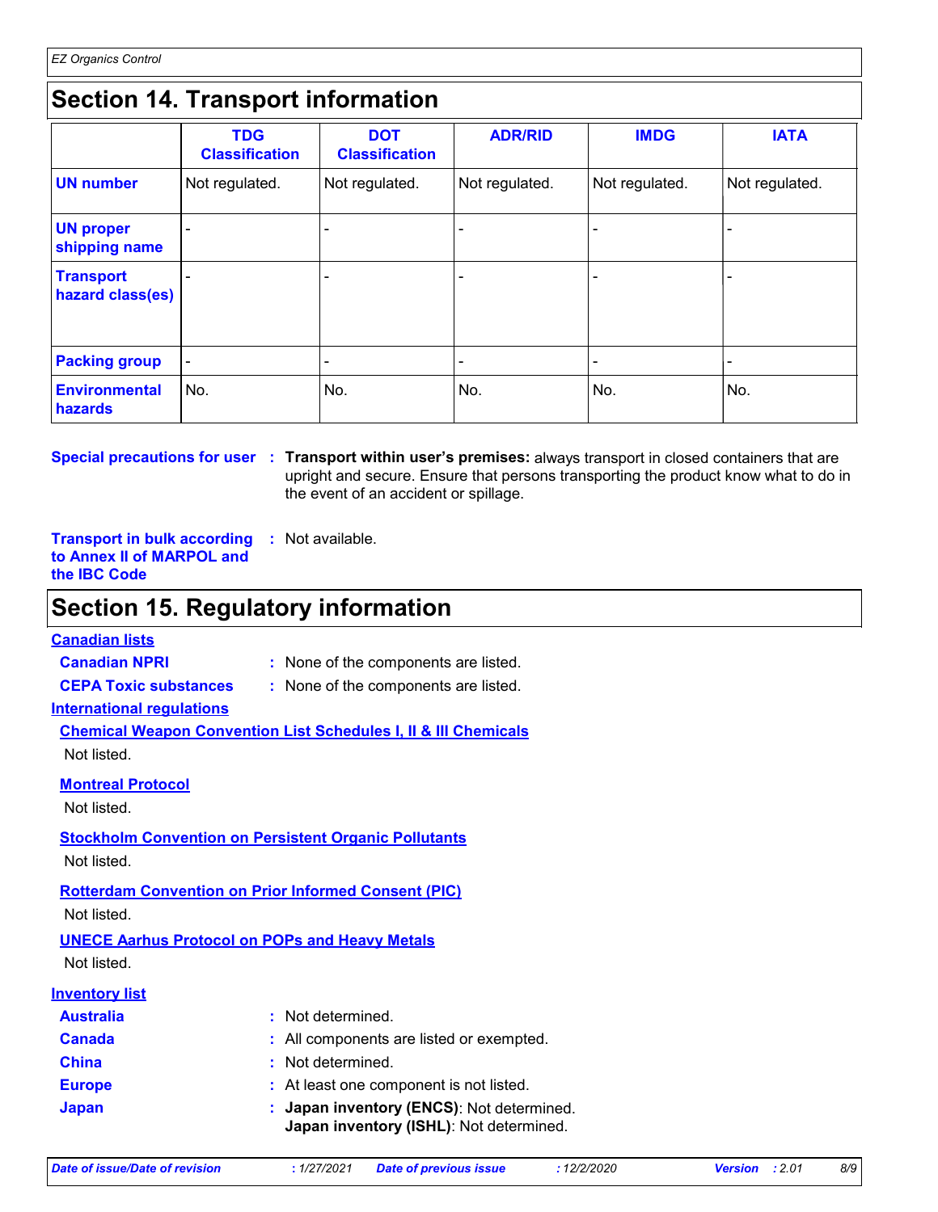## Section 14. Transport information

| | TDG Classification | DOT Classification | ADR/RID | IMDG | IATA |
|---|---|---|---|---|---|
| **UN number** | Not regulated. | Not regulated. | Not regulated. | Not regulated. | Not regulated. |
| **UN proper shipping name** | - | - | - | - | - |
| **Transport hazard class(es)** | - | - | - | - | - |
| **Packing group** | - | - | - | - | - |
| **Environmental hazards** | No. | No. | No. | No. | No. |

**Special precautions for user** : **Transport within user's premises:** always transport in closed containers that are upright and secure. Ensure that persons transporting the product know what to do in the event of an accident or spillage.

**Transport in bulk according to Annex II of MARPOL and the IBC Code** : Not available.

## Section 15. Regulatory information

**Canadian lists**

**Canadian NPRI** : None of the components are listed.

**CEPA Toxic substances** : None of the components are listed.

**International regulations**

**Chemical Weapon Convention List Schedules I, II & III Chemicals**

Not listed.

**Montreal Protocol**

Not listed.

**Stockholm Convention on Persistent Organic Pollutants**

Not listed.

**Rotterdam Convention on Prior Informed Consent (PIC)**

Not listed.

**UNECE Aarhus Protocol on POPs and Heavy Metals**

Not listed.

**Inventory list**

**Australia** : Not determined.

**Canada** : All components are listed or exempted.

**China** : Not determined.

**Europe** : At least one component is not listed.

**Japan** : **Japan inventory (ENCS)**: Not determined.
**Japan inventory (ISHL)**: Not determined.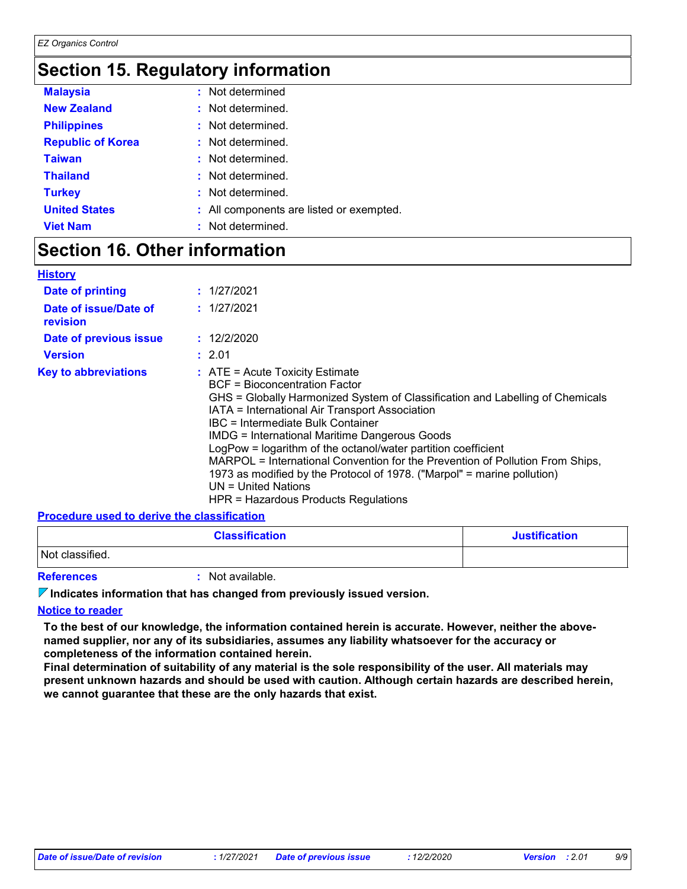## Section 15. Regulatory information

| | |
|---|---|
| **Malaysia** | : Not determined |
| **New Zealand** | : Not determined. |
| **Philippines** | : Not determined. |
| **Republic of Korea** | : Not determined. |
| **Taiwan** | : Not determined. |
| **Thailand** | : Not determined. |
| **Turkey** | : Not determined. |
| **United States** | : All components are listed or exempted. |
| **Viet Nam** | : Not determined. |

## Section 16. Other information

**History**

| | |
|---|---|
| **Date of printing** | : 1/27/2021 |
| **Date of issue/Date of revision** | : 1/27/2021 |
| **Date of previous issue** | : 12/2/2020 |
| **Version** | : 2.01 |

**Key to abbreviations** :
ATE = Acute Toxicity Estimate
BCF = Bioconcentration Factor
GHS = Globally Harmonized System of Classification and Labelling of Chemicals
IATA = International Air Transport Association
IBC = Intermediate Bulk Container
IMDG = International Maritime Dangerous Goods
LogPow = logarithm of the octanol/water partition coefficient
MARPOL = International Convention for the Prevention of Pollution From Ships, 1973 as modified by the Protocol of 1978. ("Marpol" = marine pollution)
UN = United Nations
HPR = Hazardous Products Regulations

**Procedure used to derive the classification**

| Classification | Justification |
|---|---|
| Not classified. | |

**References** : Not available.

**Indicates information that has changed from previously issued version.**

**Notice to reader**

**To the best of our knowledge, the information contained herein is accurate. However, neither the above-named supplier, nor any of its subsidiaries, assumes any liability whatsoever for the accuracy or completeness of the information contained herein.**
**Final determination of suitability of any material is the sole responsibility of the user. All materials may present unknown hazards and should be used with caution. Although certain hazards are described herein, we cannot guarantee that these are the only hazards that exist.**